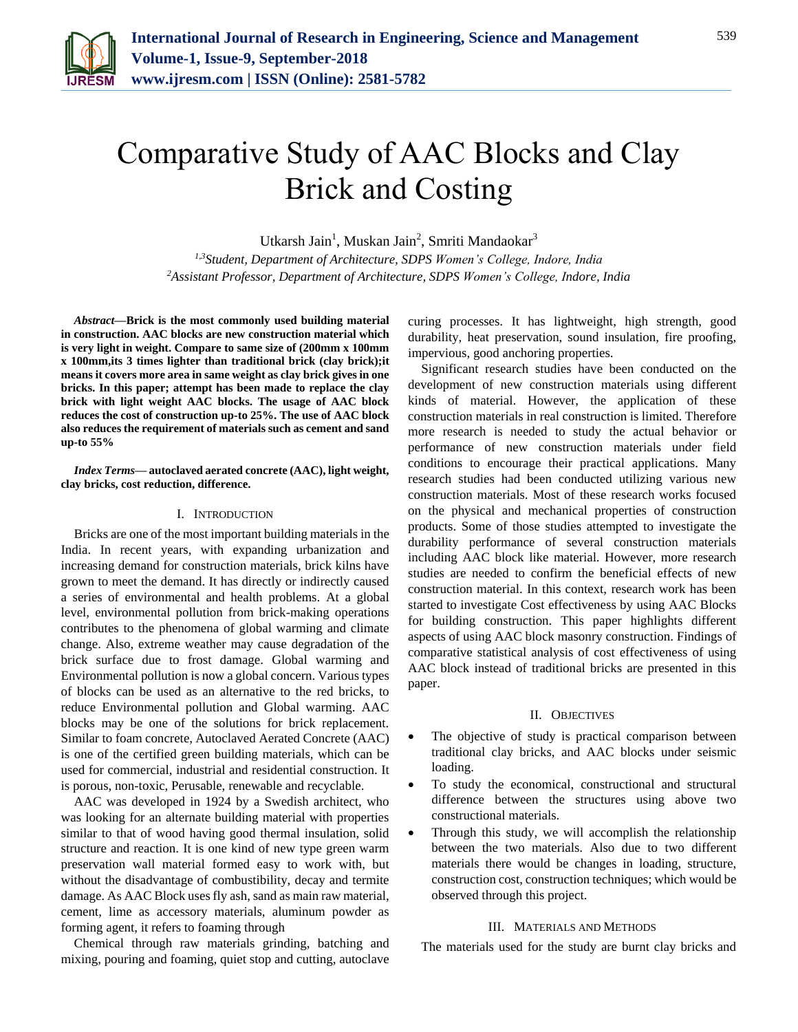# Comparative Study of AAC Blocks and Clay Brick and Costing

Utkarsh Jain[1], Muskan Jain[2], Smriti Mandaokar[3]

[1,3]*Student, Department of Architecture, SDPS Women's College, Indore, India*
[2]*Assistant Professor, Department of Architecture, SDPS Women's College, Indore, India*

***Abstract*—Brick is the most commonly used building material in construction. AAC blocks are new construction material which is very light in weight. Compare to same size of (200mm x 100mm x 100mm,its 3 times lighter than traditional brick (clay brick);it means it covers more area in same weight as clay brick gives in one bricks. In this paper; attempt has been made to replace the clay brick with light weight AAC blocks. The usage of AAC block reduces the cost of construction up-to 25%. The use of AAC block also reduces the requirement of materials such as cement and sand up-to 55%**

***Index Terms*— autoclaved aerated concrete (AAC), light weight, clay bricks, cost reduction, difference.**

## I. Introduction

Bricks are one of the most important building materials in the India. In recent years, with expanding urbanization and increasing demand for construction materials, brick kilns have grown to meet the demand. It has directly or indirectly caused a series of environmental and health problems. At a global level, environmental pollution from brick-making operations contributes to the phenomena of global warming and climate change. Also, extreme weather may cause degradation of the brick surface due to frost damage. Global warming and Environmental pollution is now a global concern. Various types of blocks can be used as an alternative to the red bricks, to reduce Environmental pollution and Global warming. AAC blocks may be one of the solutions for brick replacement. Similar to foam concrete, Autoclaved Aerated Concrete (AAC) is one of the certified green building materials, which can be used for commercial, industrial and residential construction. It is porous, non-toxic, Perusable, renewable and recyclable.

AAC was developed in 1924 by a Swedish architect, who was looking for an alternate building material with properties similar to that of wood having good thermal insulation, solid structure and reaction. It is one kind of new type green warm preservation wall material formed easy to work with, but without the disadvantage of combustibility, decay and termite damage. As AAC Block uses fly ash, sand as main raw material, cement, lime as accessory materials, aluminum powder as forming agent, it refers to foaming through

Chemical through raw materials grinding, batching and mixing, pouring and foaming, quiet stop and cutting, autoclave curing processes. It has lightweight, high strength, good durability, heat preservation, sound insulation, fire proofing, impervious, good anchoring properties.

Significant research studies have been conducted on the development of new construction materials using different kinds of material. However, the application of these construction materials in real construction is limited. Therefore more research is needed to study the actual behavior or performance of new construction materials under field conditions to encourage their practical applications. Many research studies had been conducted utilizing various new construction materials. Most of these research works focused on the physical and mechanical properties of construction products. Some of those studies attempted to investigate the durability performance of several construction materials including AAC block like material. However, more research studies are needed to confirm the beneficial effects of new construction material. In this context, research work has been started to investigate Cost effectiveness by using AAC Blocks for building construction. This paper highlights different aspects of using AAC block masonry construction. Findings of comparative statistical analysis of cost effectiveness of using AAC block instead of traditional bricks are presented in this paper.

## II. Objectives

- The objective of study is practical comparison between traditional clay bricks, and AAC blocks under seismic loading.
- To study the economical, constructional and structural difference between the structures using above two constructional materials.
- Through this study, we will accomplish the relationship between the two materials. Also due to two different materials there would be changes in loading, structure, construction cost, construction techniques; which would be observed through this project.

## III. Materials and Methods

The materials used for the study are burnt clay bricks and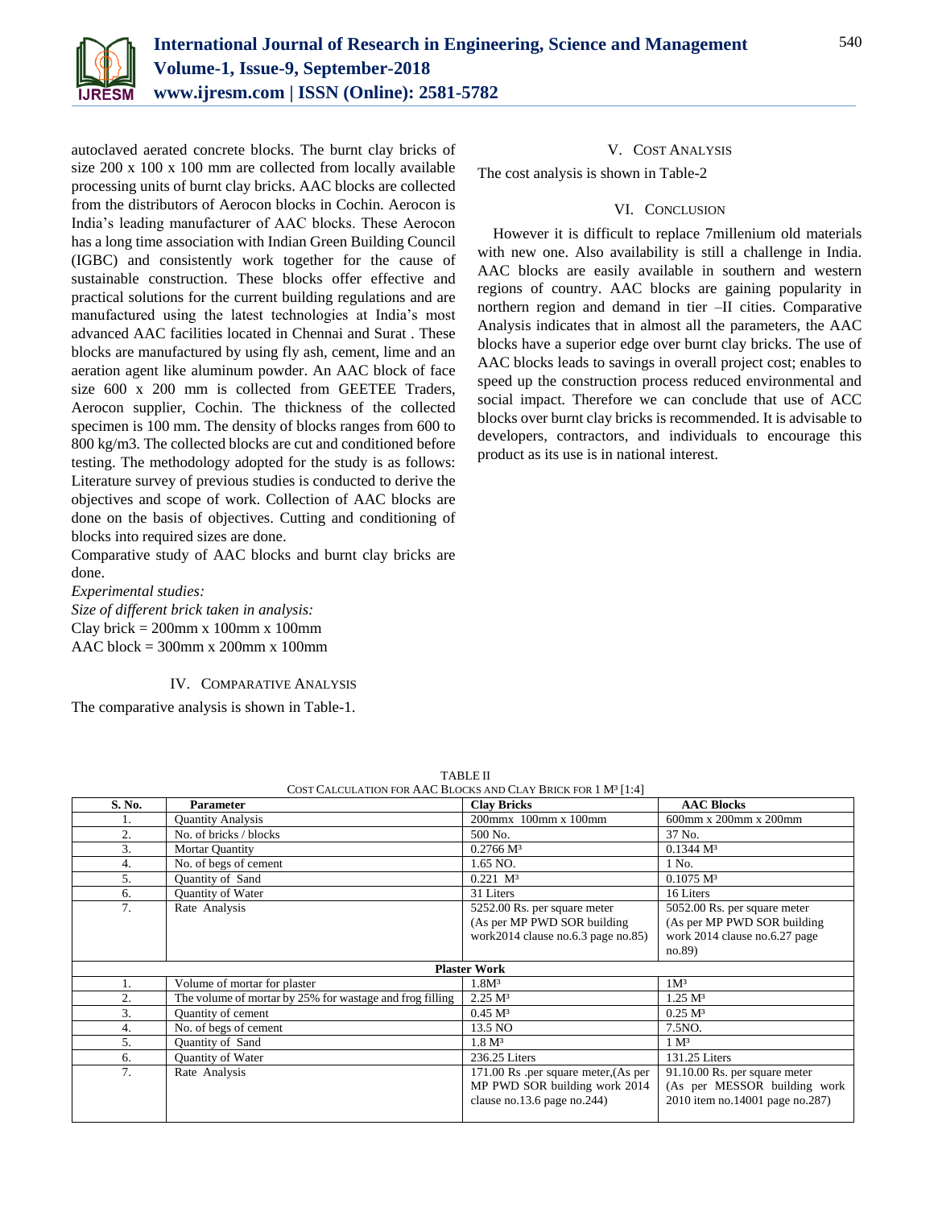autoclaved aerated concrete blocks. The burnt clay bricks of size 200 x 100 x 100 mm are collected from locally available processing units of burnt clay bricks. AAC blocks are collected from the distributors of Aerocon blocks in Cochin. Aerocon is India's leading manufacturer of AAC blocks. These Aerocon has a long time association with Indian Green Building Council (IGBC) and consistently work together for the cause of sustainable construction. These blocks offer effective and practical solutions for the current building regulations and are manufactured using the latest technologies at India's most advanced AAC facilities located in Chennai and Surat . These blocks are manufactured by using fly ash, cement, lime and an aeration agent like aluminum powder. An AAC block of face size 600 x 200 mm is collected from GEETEE Traders, Aerocon supplier, Cochin. The thickness of the collected specimen is 100 mm. The density of blocks ranges from 600 to 800 kg/m3. The collected blocks are cut and conditioned before testing. The methodology adopted for the study is as follows: Literature survey of previous studies is conducted to derive the objectives and scope of work. Collection of AAC blocks are done on the basis of objectives. Cutting and conditioning of blocks into required sizes are done.

Comparative study of AAC blocks and burnt clay bricks are done.

*Experimental studies:*

*Size of different brick taken in analysis:*

Clay brick = 200mm x 100mm x 100mm

AAC block = 300mm x 200mm x 100mm

## IV. Comparative Analysis

The comparative analysis is shown in Table-1.

## V. Cost Analysis

The cost analysis is shown in Table-2

## VI. Conclusion

However it is difficult to replace 7millenium old materials with new one. Also availability is still a challenge in India. AAC blocks are easily available in southern and western regions of country. AAC blocks are gaining popularity in northern region and demand in tier –II cities. Comparative Analysis indicates that in almost all the parameters, the AAC blocks have a superior edge over burnt clay bricks. The use of AAC blocks leads to savings in overall project cost; enables to speed up the construction process reduced environmental and social impact. Therefore we can conclude that use of ACC blocks over burnt clay bricks is recommended. It is advisable to developers, contractors, and individuals to encourage this product as its use is in national interest.

TABLE II
Cost Calculation for AAC Blocks and Clay Brick for 1 $M^3$ [1:4]

| S. No. | Parameter | Clay Bricks | AAC Blocks |
|---|---|---|---|
| 1. | Quantity Analysis | 200mmx 100mm x 100mm | 600mm x 200mm x 200mm |
| 2. | No. of bricks / blocks | 500 No. | 37 No. |
| 3. | Mortar Quantity | 0.2766 $M^3$ | 0.1344 $M^3$ |
| 4. | No. of begs of cement | 1.65 NO. | 1 No. |
| 5. | Quantity of Sand | 0.221 $M^3$ | 0.1075 $M^3$ |
| 6. | Quantity of Water | 31 Liters | 16 Liters |
| 7. | Rate Analysis | 5252.00 Rs. per square meter (As per MP PWD SOR building work2014 clause no.6.3 page no.85) | 5052.00 Rs. per square meter (As per MP PWD SOR building work 2014 clause no.6.27 page no.89) |
| | **Plaster Work** | | |
| 1. | Volume of mortar for plaster | 1.8$M^3$ | 1$M^3$ |
| 2. | The volume of mortar by 25% for wastage and frog filling | 2.25 $M^3$ | 1.25 $M^3$ |
| 3. | Quantity of cement | 0.45 $M^3$ | 0.25 $M^3$ |
| 4. | No. of begs of cement | 13.5 NO | 7.5NO. |
| 5. | Quantity of Sand | 1.8 $M^3$ | 1 $M^3$ |
| 6. | Quantity of Water | 236.25 Liters | 131.25 Liters |
| 7. | Rate Analysis | 171.00 Rs .per square meter,(As per MP PWD SOR building work 2014 clause no.13.6 page no.244) | 91.10.00 Rs. per square meter (As per MESSOR building work 2010 item no.14001 page no.287) |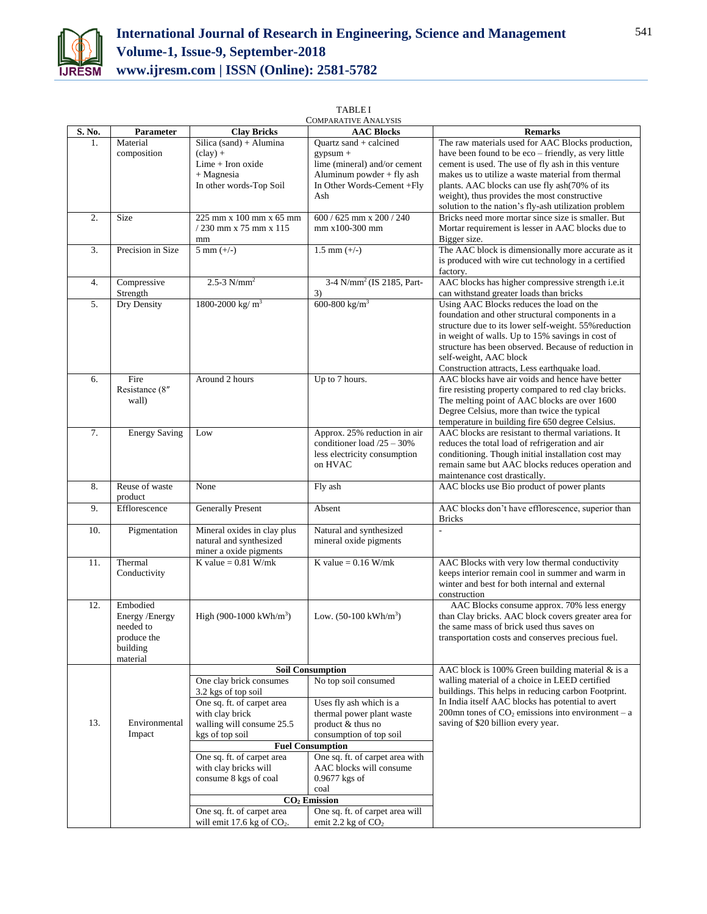TABLE I
COMPARATIVE ANALYSIS

| S. No. | Parameter | Clay Bricks | AAC Blocks | Remarks |
|---|---|---|---|---|
| 1. | Material composition | Silica (sand) + Alumina (clay) + Lime + Iron oxide + Magnesia In other words-Top Soil | Quartz sand + calcined gypsum + lime (mineral) and/or cement Aluminum powder + fly ash In Other Words-Cement +Fly Ash | The raw materials used for AAC Blocks production, have been found to be eco – friendly, as very little cement is used. The use of fly ash in this venture makes us to utilize a waste material from thermal plants. AAC blocks can use fly ash(70% of its weight), thus provides the most constructive solution to the nation's fly-ash utilization problem |
| 2. | Size | 225 mm x 100 mm x 65 mm / 230 mm x 75 mm x 115 mm | 600 / 625 mm x 200 / 240 mm x100-300 mm | Bricks need more mortar since size is smaller. But Mortar requirement is lesser in AAC blocks due to Bigger size. |
| 3. | Precision in Size | 5 mm (+/-) | 1.5 mm (+/-) | The AAC block is dimensionally more accurate as it is produced with wire cut technology in a certified factory. |
| 4. | Compressive Strength | 2.5-3 $N/mm^2$ | 3-4 $N/mm^2$ (IS 2185, Part-3) | AAC blocks has higher compressive strength i.e.it can withstand greater loads than bricks |
| 5. | Dry Density | 1800-2000 $kg/m^3$ | 600-800 $kg/m^3$ | Using AAC Blocks reduces the load on the foundation and other structural components in a structure due to its lower self-weight. 55%reduction in weight of walls. Up to 15% savings in cost of structure has been observed. Because of reduction in self-weight, AAC block Construction attracts, Less earthquake load. |
| 6. | Fire Resistance (8″ wall) | Around 2 hours | Up to 7 hours. | AAC blocks have air voids and hence have better fire resisting property compared to red clay bricks. The melting point of AAC blocks are over 1600 Degree Celsius, more than twice the typical temperature in building fire 650 degree Celsius. |
| 7. | Energy Saving | Low | Approx. 25% reduction in air conditioner load /25 – 30% less electricity consumption on HVAC | AAC blocks are resistant to thermal variations. It reduces the total load of refrigeration and air conditioning. Though initial installation cost may remain same but AAC blocks reduces operation and maintenance cost drastically. |
| 8. | Reuse of waste product | None | Fly ash | AAC blocks use Bio product of power plants |
| 9. | Efflorescence | Generally Present | Absent | AAC blocks don't have efflorescence, superior than Bricks |
| 10. | Pigmentation | Mineral oxides in clay plus natural and synthesized miner a oxide pigments | Natural and synthesized mineral oxide pigments | - |
| 11. | Thermal Conductivity | K value = 0.81 W/mk | K value = 0.16 W/mk | AAC Blocks with very low thermal conductivity keeps interior remain cool in summer and warm in winter and best for both internal and external construction |
| 12. | Embodied Energy /Energy needed to produce the building material | High (900-1000 $kWh/m^3$) | Low. (50-100 $kWh/m^3$) | AAC Blocks consume approx. 70% less energy than Clay bricks. AAC block covers greater area for the same mass of brick used thus saves on transportation costs and conserves precious fuel. |
| 13. | Environmental Impact | **Soil Consumption** | | AAC block is 100% Green building material & is a walling material of a choice in LEED certified buildings. This helps in reducing carbon Footprint. In India itself AAC blocks has potential to avert 200mn tones of $CO_2$ emissions into environment – a saving of $20 billion every year. |
| | | One clay brick consumes 3.2 kgs of top soil | No top soil consumed | |
| | | One sq. ft. of carpet area with clay brick walling will consume 25.5 kgs of top soil | Uses fly ash which is a thermal power plant waste product & thus no consumption of top soil | |
| | | **Fuel Consumption** | | |
| | | One sq. ft. of carpet area with clay bricks will consume 8 kgs of coal | One sq. ft. of carpet area with AAC blocks will consume 0.9677 kgs of coal | |
| | | **$CO_2$ Emission** | | |
| | | One sq. ft. of carpet area will emit 17.6 kg of $CO_2$. | One sq. ft. of carpet area will emit 2.2 kg of $CO_2$ | |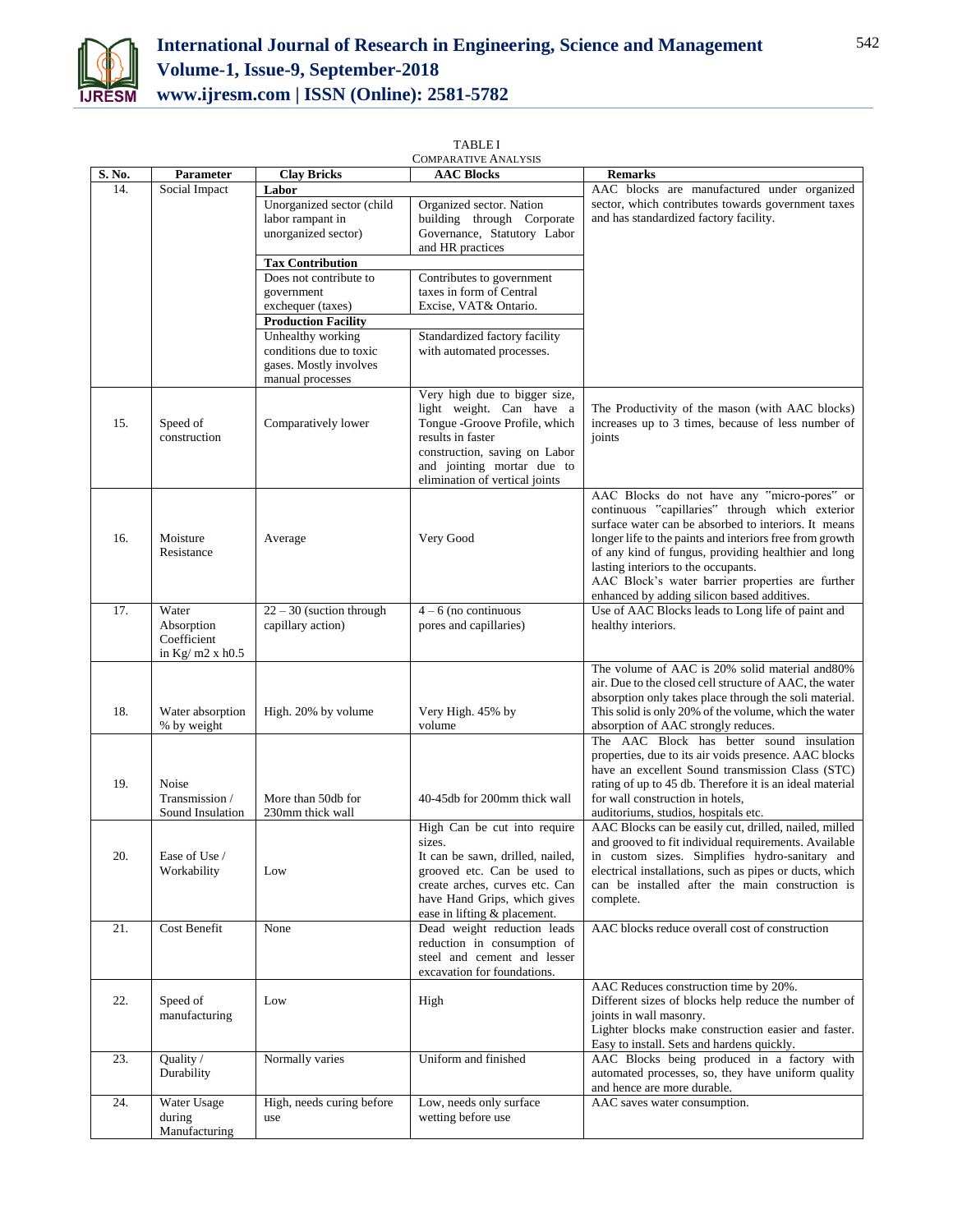TABLE I
COMPARATIVE ANALYSIS

| S. No. | Parameter | Clay Bricks | AAC Blocks | Remarks |
|---|---|---|---|---|
| 14. | Social Impact | **Labor** | | AAC blocks are manufactured under organized sector, which contributes towards government taxes and has standardized factory facility. |
| | | Unorganized sector (child labor rampant in unorganized sector) | Organized sector. Nation building through Corporate Governance, Statutory Labor and HR practices | |
| | | **Tax Contribution** | | |
| | | Does not contribute to government exchequer (taxes) | Contributes to government taxes in form of Central Excise, VAT& Ontario. | |
| | | **Production Facility** | | |
| | | Unhealthy working conditions due to toxic gases. Mostly involves manual processes | Standardized factory facility with automated processes. | |
| 15. | Speed of construction | Comparatively lower | Very high due to bigger size, light weight. Can have a Tongue -Groove Profile, which results in faster construction, saving on Labor and jointing mortar due to elimination of vertical joints | The Productivity of the mason (with AAC blocks) increases up to 3 times, because of less number of joints |
| 16. | Moisture Resistance | Average | Very Good | AAC Blocks do not have any "micro-pores" or continuous "capillaries" through which exterior surface water can be absorbed to interiors. It means longer life to the paints and interiors free from growth of any kind of fungus, providing healthier and long lasting interiors to the occupants. AAC Block's water barrier properties are further enhanced by adding silicon based additives. |
| 17. | Water Absorption Coefficient in Kg/ m2 x h0.5 | 22 – 30 (suction through capillary action) | 4 – 6 (no continuous pores and capillaries) | Use of AAC Blocks leads to Long life of paint and healthy interiors. |
| 18. | Water absorption % by weight | High. 20% by volume | Very High. 45% by volume | The volume of AAC is 20% solid material and80% air. Due to the closed cell structure of AAC, the water absorption only takes place through the soli material. This solid is only 20% of the volume, which the water absorption of AAC strongly reduces. |
| 19. | Noise Transmission / Sound Insulation | More than 50db for 230mm thick wall | 40-45db for 200mm thick wall | The AAC Block has better sound insulation properties, due to its air voids presence. AAC blocks have an excellent Sound transmission Class (STC) rating of up to 45 db. Therefore it is an ideal material for wall construction in hotels, auditoriums, studios, hospitals etc. |
| 20. | Ease of Use / Workability | Low | High Can be cut into require sizes. It can be sawn, drilled, nailed, grooved etc. Can be used to create arches, curves etc. Can have Hand Grips, which gives ease in lifting & placement. | AAC Blocks can be easily cut, drilled, nailed, milled and grooved to fit individual requirements. Available in custom sizes. Simplifies hydro-sanitary and electrical installations, such as pipes or ducts, which can be installed after the main construction is complete. |
| 21. | Cost Benefit | None | Dead weight reduction leads reduction in consumption of steel and cement and lesser excavation for foundations. | AAC blocks reduce overall cost of construction |
| 22. | Speed of manufacturing | Low | High | AAC Reduces construction time by 20%. Different sizes of blocks help reduce the number of joints in wall masonry. Lighter blocks make construction easier and faster. Easy to install. Sets and hardens quickly. |
| 23. | Quality / Durability | Normally varies | Uniform and finished | AAC Blocks being produced in a factory with automated processes, so, they have uniform quality and hence are more durable. |
| 24. | Water Usage during Manufacturing | High, needs curing before use | Low, needs only surface wetting before use | AAC saves water consumption. |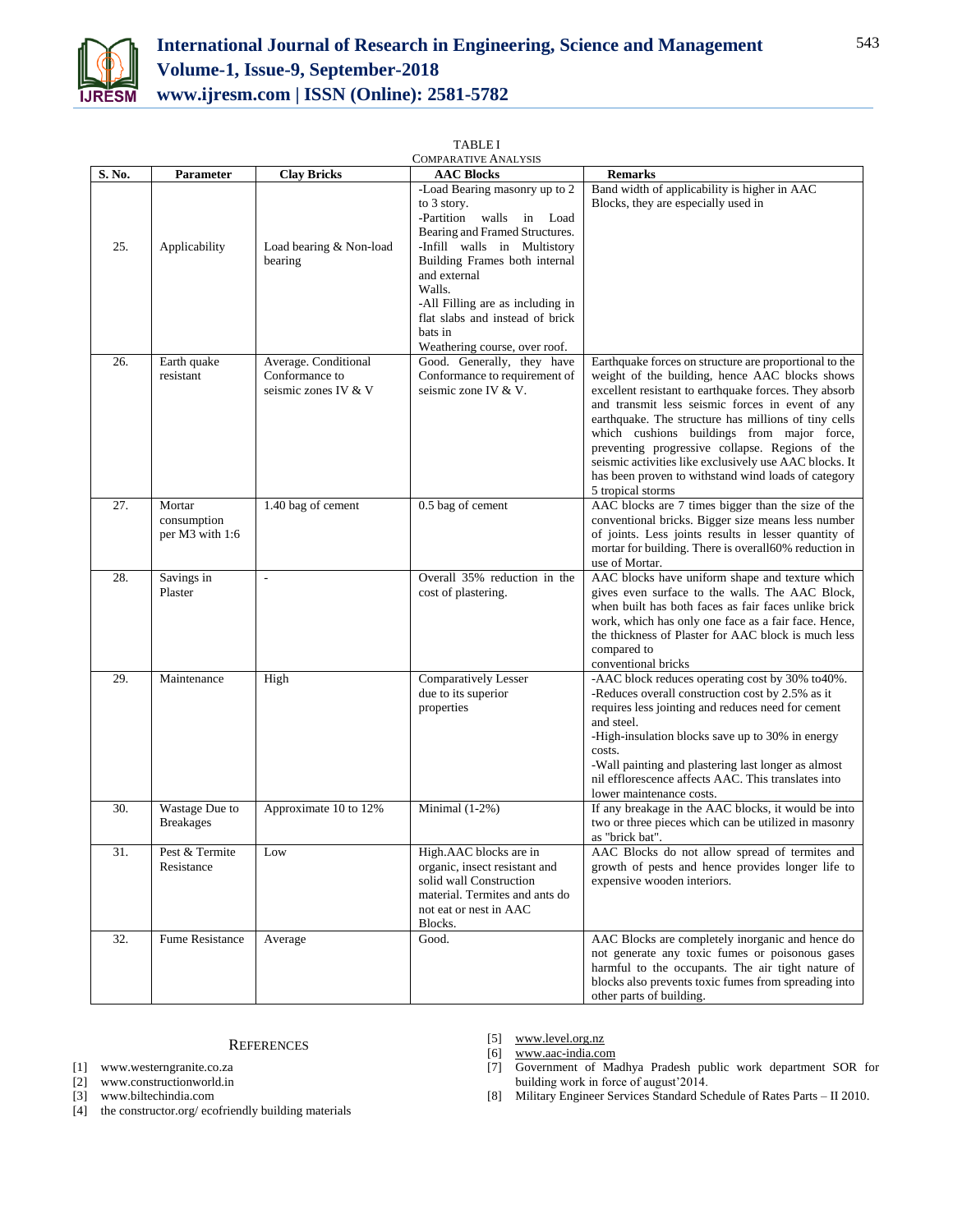TABLE I
COMPARATIVE ANALYSIS

| S. No. | Parameter | Clay Bricks | AAC Blocks | Remarks |
|---|---|---|---|---|
| 25. | Applicability | Load bearing & Non-load bearing | -Load Bearing masonry up to 2 to 3 story. -Partition walls in Load Bearing and Framed Structures. -Infill walls in Multistory Building Frames both internal and external Walls. -All Filling are as including in flat slabs and instead of brick bats in Weathering course, over roof. | Band width of applicability is higher in AAC Blocks, they are especially used in |
| 26. | Earth quake resistant | Average. Conditional Conformance to seismic zones IV & V | Good. Generally, they have Conformance to requirement of seismic zone IV & V. | Earthquake forces on structure are proportional to the weight of the building, hence AAC blocks shows excellent resistant to earthquake forces. They absorb and transmit less seismic forces in event of any earthquake. The structure has millions of tiny cells which cushions buildings from major force, preventing progressive collapse. Regions of the seismic activities like exclusively use AAC blocks. It has been proven to withstand wind loads of category 5 tropical storms |
| 27. | Mortar consumption per M3 with 1:6 | 1.40 bag of cement | 0.5 bag of cement | AAC blocks are 7 times bigger than the size of the conventional bricks. Bigger size means less number of joints. Less joints results in lesser quantity of mortar for building. There is overall60% reduction in use of Mortar. |
| 28. | Savings in Plaster | - | Overall 35% reduction in the cost of plastering. | AAC blocks have uniform shape and texture which gives even surface to the walls. The AAC Block, when built has both faces as fair faces unlike brick work, which has only one face as a fair face. Hence, the thickness of Plaster for AAC block is much less compared to conventional bricks |
| 29. | Maintenance | High | Comparatively Lesser due to its superior properties | -AAC block reduces operating cost by 30% to40%. -Reduces overall construction cost by 2.5% as it requires less jointing and reduces need for cement and steel. -High-insulation blocks save up to 30% in energy costs. -Wall painting and plastering last longer as almost nil efflorescence affects AAC. This translates into lower maintenance costs. |
| 30. | Wastage Due to Breakages | Approximate 10 to 12% | Minimal (1-2%) | If any breakage in the AAC blocks, it would be into two or three pieces which can be utilized in masonry as "brick bat". |
| 31. | Pest & Termite Resistance | Low | High.AAC blocks are in organic, insect resistant and solid wall Construction material. Termites and ants do not eat or nest in AAC Blocks. | AAC Blocks do not allow spread of termites and growth of pests and hence provides longer life to expensive wooden interiors. |
| 32. | Fume Resistance | Average | Good. | AAC Blocks are completely inorganic and hence do not generate any toxic fumes or poisonous gases harmful to the occupants. The air tight nature of blocks also prevents toxic fumes from spreading into other parts of building. |

## REFERENCES

[1] www.westerngranite.co.za
[2] www.constructionworld.in
[3] www.biltechindia.com
[4] the constructor.org/ ecofriendly building materials
[5] www.level.org.nz
[6] www.aac-india.com
[7] Government of Madhya Pradesh public work department SOR for building work in force of august'2014.
[8] Military Engineer Services Standard Schedule of Rates Parts – II 2010.